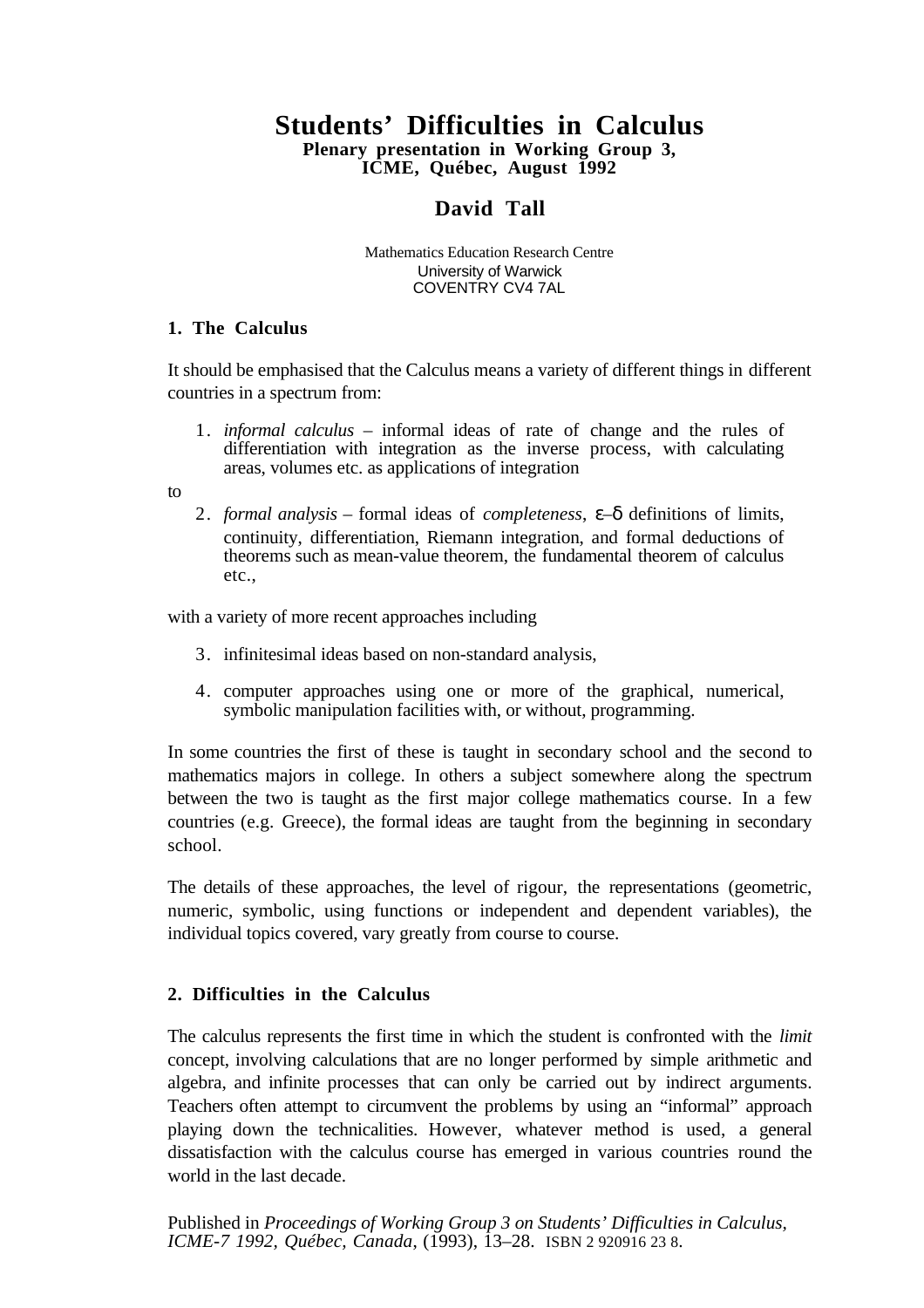# Students' Difficulties in Calculus

**Plenary presentation in Working Group 3, ICME, Québec, August 1992**

## David Tall

Mathematics Education Research Centre
University of Warwick
COVENTRY CV4 7AL

### 1. The Calculus

It should be emphasised that the Calculus means a variety of different things in different countries in a spectrum from:

1. *informal calculus* – informal ideas of rate of change and the rules of differentiation with integration as the inverse process, with calculating areas, volumes etc. as applications of integration

to

2. *formal analysis* – formal ideas of *completeness*, $\varepsilon$–$\delta$ definitions of limits, continuity, differentiation, Riemann integration, and formal deductions of theorems such as mean-value theorem, the fundamental theorem of calculus etc.,

with a variety of more recent approaches including

3. infinitesimal ideas based on non-standard analysis,

4. computer approaches using one or more of the graphical, numerical, symbolic manipulation facilities with, or without, programming.

In some countries the first of these is taught in secondary school and the second to mathematics majors in college. In others a subject somewhere along the spectrum between the two is taught as the first major college mathematics course. In a few countries (e.g. Greece), the formal ideas are taught from the beginning in secondary school.

The details of these approaches, the level of rigour, the representations (geometric, numeric, symbolic, using functions or independent and dependent variables), the individual topics covered, vary greatly from course to course.

### 2. Difficulties in the Calculus

The calculus represents the first time in which the student is confronted with the *limit* concept, involving calculations that are no longer performed by simple arithmetic and algebra, and infinite processes that can only be carried out by indirect arguments. Teachers often attempt to circumvent the problems by using an "informal" approach playing down the technicalities. However, whatever method is used, a general dissatisfaction with the calculus course has emerged in various countries round the world in the last decade.

Published in *Proceedings of Working Group 3 on Students' Difficulties in Calculus, ICME-7 1992, Québec, Canada*, (1993), 13–28. ISBN 2 920916 23 8.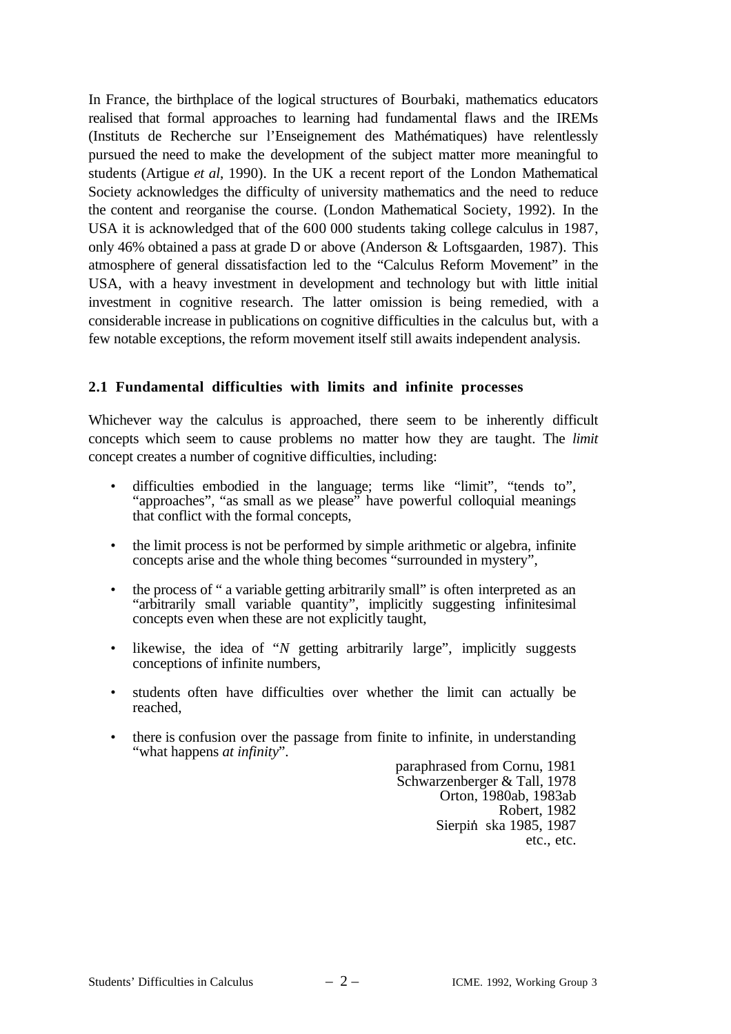In France, the birthplace of the logical structures of Bourbaki, mathematics educators realised that formal approaches to learning had fundamental flaws and the IREMs (Instituts de Recherche sur l'Enseignement des Mathématiques) have relentlessly pursued the need to make the development of the subject matter more meaningful to students (Artigue *et al*, 1990). In the UK a recent report of the London Mathematical Society acknowledges the difficulty of university mathematics and the need to reduce the content and reorganise the course. (London Mathematical Society, 1992). In the USA it is acknowledged that of the 600 000 students taking college calculus in 1987, only 46% obtained a pass at grade D or above (Anderson & Loftsgaarden, 1987). This atmosphere of general dissatisfaction led to the "Calculus Reform Movement" in the USA, with a heavy investment in development and technology but with little initial investment in cognitive research. The latter omission is being remedied, with a considerable increase in publications on cognitive difficulties in the calculus but, with a few notable exceptions, the reform movement itself still awaits independent analysis.

### 2.1 Fundamental difficulties with limits and infinite processes

Whichever way the calculus is approached, there seem to be inherently difficult concepts which seem to cause problems no matter how they are taught. The *limit* concept creates a number of cognitive difficulties, including:

- difficulties embodied in the language; terms like "limit", "tends to", "approaches", "as small as we please" have powerful colloquial meanings that conflict with the formal concepts,
- the limit process is not be performed by simple arithmetic or algebra, infinite concepts arise and the whole thing becomes "surrounded in mystery",
- the process of " a variable getting arbitrarily small" is often interpreted as an "arbitrarily small variable quantity", implicitly suggesting infinitesimal concepts even when these are not explicitly taught,
- likewise, the idea of "*N* getting arbitrarily large", implicitly suggests conceptions of infinite numbers,
- students often have difficulties over whether the limit can actually be reached,
- there is confusion over the passage from finite to infinite, in understanding "what happens *at infinity*".

paraphrased from Cornu, 1981
Schwarzenberger & Tall, 1978
Orton, 1980ab, 1983ab
Robert, 1982
Sierpińska 1985, 1987
etc., etc.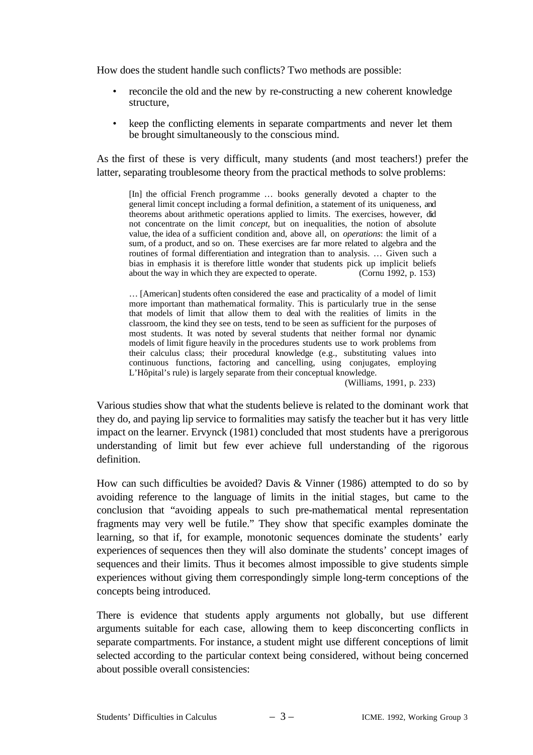How does the student handle such conflicts? Two methods are possible:

- reconcile the old and the new by re-constructing a new coherent knowledge structure,
- keep the conflicting elements in separate compartments and never let them be brought simultaneously to the conscious mind.

As the first of these is very difficult, many students (and most teachers!) prefer the latter, separating troublesome theory from the practical methods to solve problems:

> [In] the official French programme … books generally devoted a chapter to the general limit concept including a formal definition, a statement of its uniqueness, and theorems about arithmetic operations applied to limits. The exercises, however, did not concentrate on the limit *concept*, but on inequalities, the notion of absolute value, the idea of a sufficient condition and, above all, on *operations*: the limit of a sum, of a product, and so on. These exercises are far more related to algebra and the routines of formal differentiation and integration than to analysis. … Given such a bias in emphasis it is therefore little wonder that students pick up implicit beliefs about the way in which they are expected to operate. (Cornu 1992, p. 153)

> … [American] students often considered the ease and practicality of a model of limit more important than mathematical formality. This is particularly true in the sense that models of limit that allow them to deal with the realities of limits in the classroom, the kind they see on tests, tend to be seen as sufficient for the purposes of most students. It was noted by several students that neither formal nor dynamic models of limit figure heavily in the procedures students use to work problems from their calculus class; their procedural knowledge (e.g., substituting values into continuous functions, factoring and cancelling, using conjugates, employing L'Hôpital's rule) is largely separate from their conceptual knowledge.
> (Williams, 1991, p. 233)

Various studies show that what the students believe is related to the dominant work that they do, and paying lip service to formalities may satisfy the teacher but it has very little impact on the learner. Ervynck (1981) concluded that most students have a prerigorous understanding of limit but few ever achieve full understanding of the rigorous definition.

How can such difficulties be avoided? Davis & Vinner (1986) attempted to do so by avoiding reference to the language of limits in the initial stages, but came to the conclusion that "avoiding appeals to such pre-mathematical mental representation fragments may very well be futile." They show that specific examples dominate the learning, so that if, for example, monotonic sequences dominate the students' early experiences of sequences then they will also dominate the students' concept images of sequences and their limits. Thus it becomes almost impossible to give students simple experiences without giving them correspondingly simple long-term conceptions of the concepts being introduced.

There is evidence that students apply arguments not globally, but use different arguments suitable for each case, allowing them to keep disconcerting conflicts in separate compartments. For instance, a student might use different conceptions of limit selected according to the particular context being considered, without being concerned about possible overall consistencies: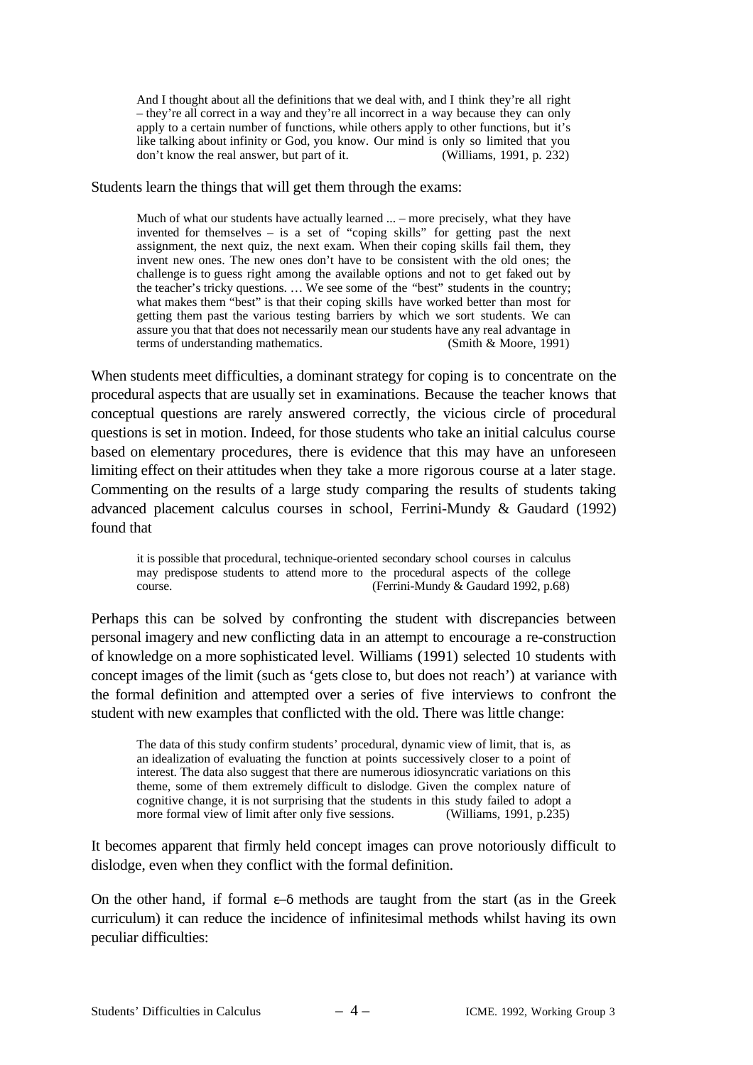> And I thought about all the definitions that we deal with, and I think they're all right – they're all correct in a way and they're all incorrect in a way because they can only apply to a certain number of functions, while others apply to other functions, but it's like talking about infinity or God, you know. Our mind is only so limited that you don't know the real answer, but part of it. (Williams, 1991, p. 232)

Students learn the things that will get them through the exams:

> Much of what our students have actually learned ... – more precisely, what they have invented for themselves – is a set of "coping skills" for getting past the next assignment, the next quiz, the next exam. When their coping skills fail them, they invent new ones. The new ones don't have to be consistent with the old ones; the challenge is to guess right among the available options and not to get faked out by the teacher's tricky questions. … We see some of the "best" students in the country; what makes them "best" is that their coping skills have worked better than most for getting them past the various testing barriers by which we sort students. We can assure you that that does not necessarily mean our students have any real advantage in terms of understanding mathematics. (Smith & Moore, 1991)

When students meet difficulties, a dominant strategy for coping is to concentrate on the procedural aspects that are usually set in examinations. Because the teacher knows that conceptual questions are rarely answered correctly, the vicious circle of procedural questions is set in motion. Indeed, for those students who take an initial calculus course based on elementary procedures, there is evidence that this may have an unforeseen limiting effect on their attitudes when they take a more rigorous course at a later stage. Commenting on the results of a large study comparing the results of students taking advanced placement calculus courses in school, Ferrini-Mundy & Gaudard (1992) found that

> it is possible that procedural, technique-oriented secondary school courses in calculus may predispose students to attend more to the procedural aspects of the college course. (Ferrini-Mundy & Gaudard 1992, p.68)

Perhaps this can be solved by confronting the student with discrepancies between personal imagery and new conflicting data in an attempt to encourage a re-construction of knowledge on a more sophisticated level. Williams (1991) selected 10 students with concept images of the limit (such as 'gets close to, but does not reach') at variance with the formal definition and attempted over a series of five interviews to confront the student with new examples that conflicted with the old. There was little change:

> The data of this study confirm students' procedural, dynamic view of limit, that is, as an idealization of evaluating the function at points successively closer to a point of interest. The data also suggest that there are numerous idiosyncratic variations on this theme, some of them extremely difficult to dislodge. Given the complex nature of cognitive change, it is not surprising that the students in this study failed to adopt a more formal view of limit after only five sessions. (Williams, 1991, p.235)

It becomes apparent that firmly held concept images can prove notoriously difficult to dislodge, even when they conflict with the formal definition.

On the other hand, if formal $\varepsilon$–$\delta$ methods are taught from the start (as in the Greek curriculum) it can reduce the incidence of infinitesimal methods whilst having its own peculiar difficulties: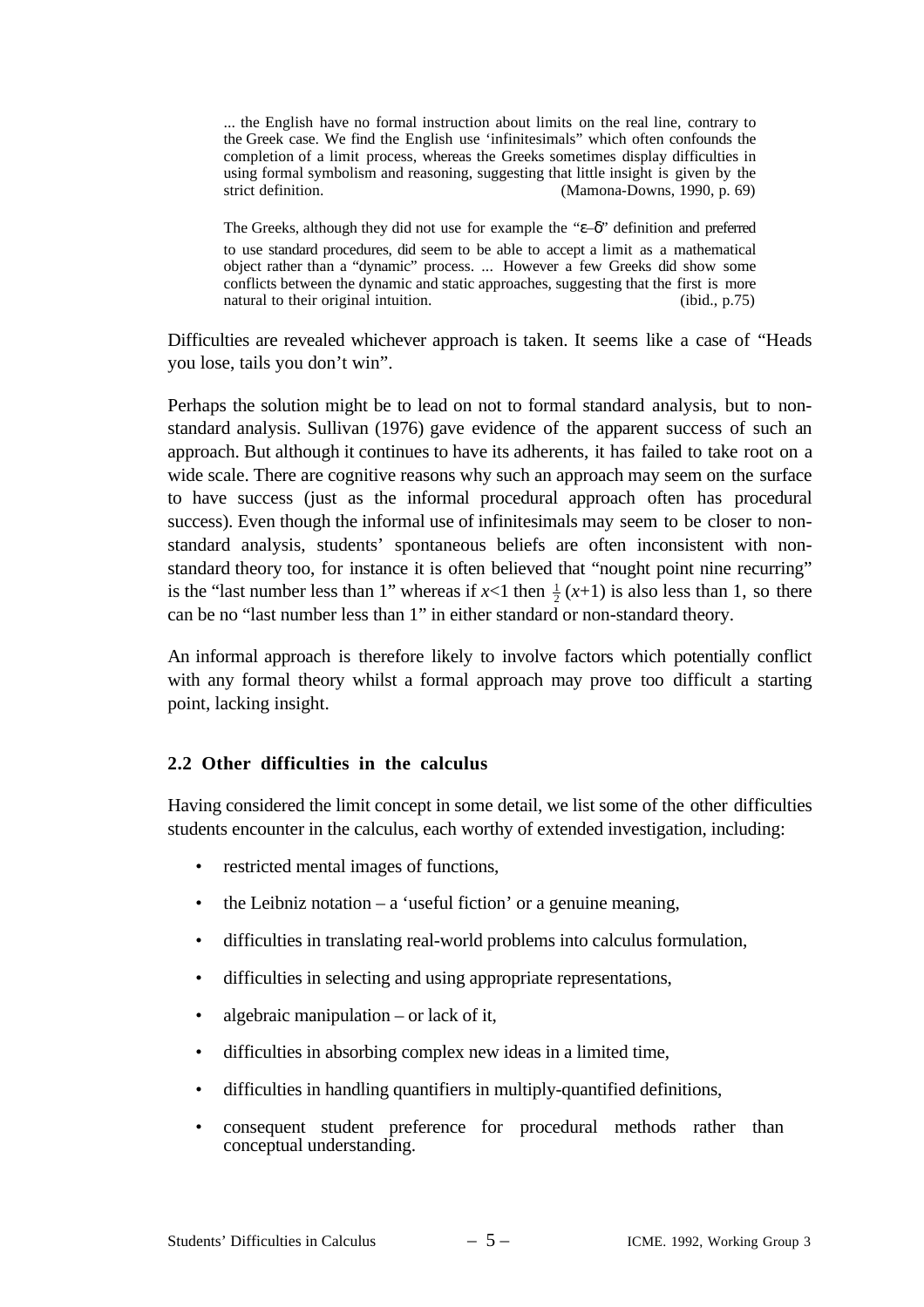> ... the English have no formal instruction about limits on the real line, contrary to the Greek case. We find the English use 'infinitesimals" which often confounds the completion of a limit process, whereas the Greeks sometimes display difficulties in using formal symbolism and reasoning, suggesting that little insight is given by the strict definition. (Mamona-Downs, 1990, p. 69)

> The Greeks, although they did not use for example the "$\varepsilon$–$\delta$" definition and preferred to use standard procedures, did seem to be able to accept a limit as a mathematical object rather than a "dynamic" process. ... However a few Greeks did show some conflicts between the dynamic and static approaches, suggesting that the first is more natural to their original intuition. (ibid., p.75)

Difficulties are revealed whichever approach is taken. It seems like a case of "Heads you lose, tails you don't win".

Perhaps the solution might be to lead on not to formal standard analysis, but to non-standard analysis. Sullivan (1976) gave evidence of the apparent success of such an approach. But although it continues to have its adherents, it has failed to take root on a wide scale. There are cognitive reasons why such an approach may seem on the surface to have success (just as the informal procedural approach often has procedural success). Even though the informal use of infinitesimals may seem to be closer to non-standard analysis, students' spontaneous beliefs are often inconsistent with non-standard theory too, for instance it is often believed that "nought point nine recurring" is the "last number less than 1" whereas if $x<1$ then $\frac{1}{2}(x+1)$ is also less than 1, so there can be no "last number less than 1" in either standard or non-standard theory.

An informal approach is therefore likely to involve factors which potentially conflict with any formal theory whilst a formal approach may prove too difficult a starting point, lacking insight.

## 2.2 Other difficulties in the calculus

Having considered the limit concept in some detail, we list some of the other difficulties students encounter in the calculus, each worthy of extended investigation, including:

- restricted mental images of functions,
- the Leibniz notation – a 'useful fiction' or a genuine meaning,
- difficulties in translating real-world problems into calculus formulation,
- difficulties in selecting and using appropriate representations,
- algebraic manipulation – or lack of it,
- difficulties in absorbing complex new ideas in a limited time,
- difficulties in handling quantifiers in multiply-quantified definitions,
- consequent student preference for procedural methods rather than conceptual understanding.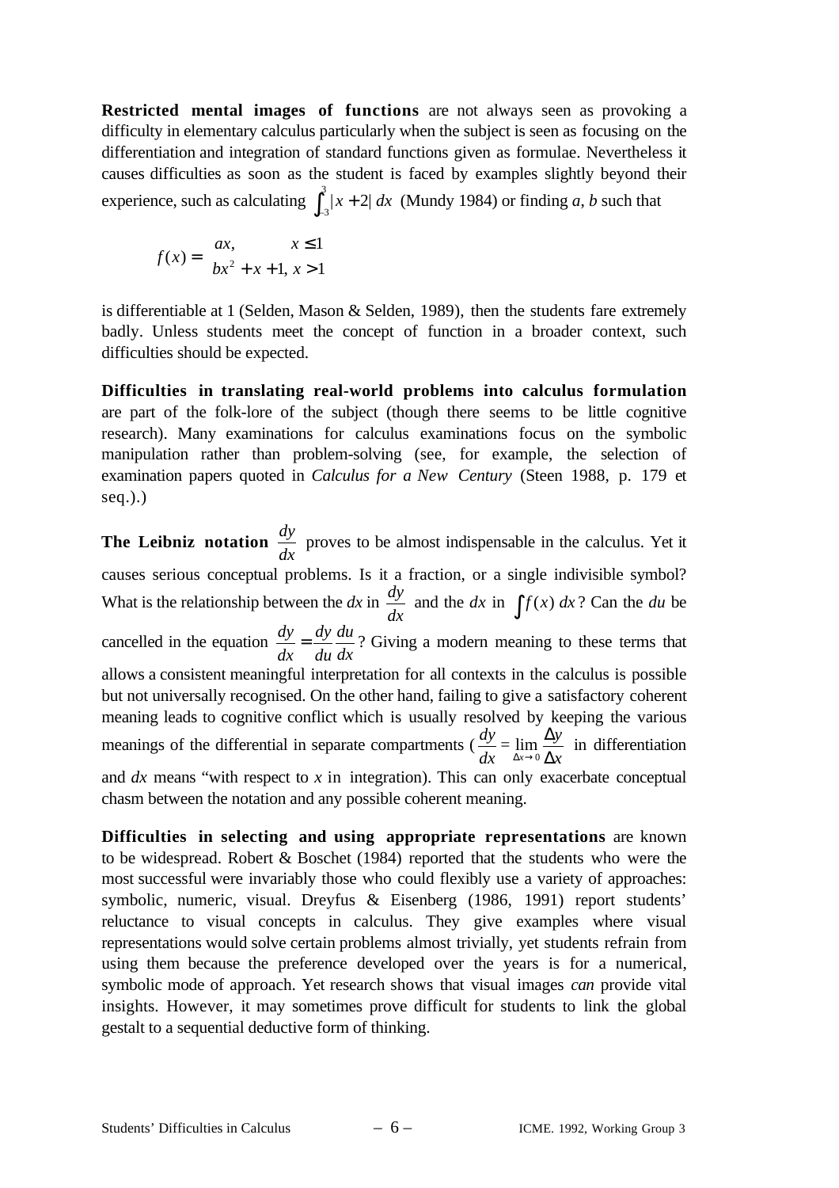**Restricted mental images of functions** are not always seen as provoking a difficulty in elementary calculus particularly when the subject is seen as focusing on the differentiation and integration of standard functions given as formulae. Nevertheless it causes difficulties as soon as the student is faced by examples slightly beyond their experience, such as calculating $\int_{-3}^{3} |x+2|\, dx$ (Mundy 1984) or finding *a*, *b* such that

$$f(x) = \begin{cases} ax, & x \le 1 \\ bx^2 + x + 1, & x > 1 \end{cases}$$

is differentiable at 1 (Selden, Mason & Selden, 1989), then the students fare extremely badly. Unless students meet the concept of function in a broader context, such difficulties should be expected.

**Difficulties in translating real-world problems into calculus formulation** are part of the folk-lore of the subject (though there seems to be little cognitive research). Many examinations for calculus examinations focus on the symbolic manipulation rather than problem-solving (see, for example, the selection of examination papers quoted in *Calculus for a New Century* (Steen 1988, p. 179 et seq.).)

**The Leibniz notation** $\frac{dy}{dx}$ proves to be almost indispensable in the calculus. Yet it causes serious conceptual problems. Is it a fraction, or a single indivisible symbol? What is the relationship between the *dx* in $\frac{dy}{dx}$ and the *dx* in $\int f(x)\, dx$? Can the *du* be cancelled in the equation $\frac{dy}{dx} = \frac{dy}{du}\frac{du}{dx}$? Giving a modern meaning to these terms that allows a consistent meaningful interpretation for all contexts in the calculus is possible but not universally recognised. On the other hand, failing to give a satisfactory coherent meaning leads to cognitive conflict which is usually resolved by keeping the various meanings of the differential in separate compartments ($\frac{dy}{dx} = \lim_{\Delta x \to 0} \frac{\Delta y}{\Delta x}$ in differentiation and *dx* means "with respect to *x* in integration). This can only exacerbate conceptual chasm between the notation and any possible coherent meaning.

**Difficulties in selecting and using appropriate representations** are known to be widespread. Robert & Boschet (1984) reported that the students who were the most successful were invariably those who could flexibly use a variety of approaches: symbolic, numeric, visual. Dreyfus & Eisenberg (1986, 1991) report students' reluctance to visual concepts in calculus. They give examples where visual representations would solve certain problems almost trivially, yet students refrain from using them because the preference developed over the years is for a numerical, symbolic mode of approach. Yet research shows that visual images *can* provide vital insights. However, it may sometimes prove difficult for students to link the global gestalt to a sequential deductive form of thinking.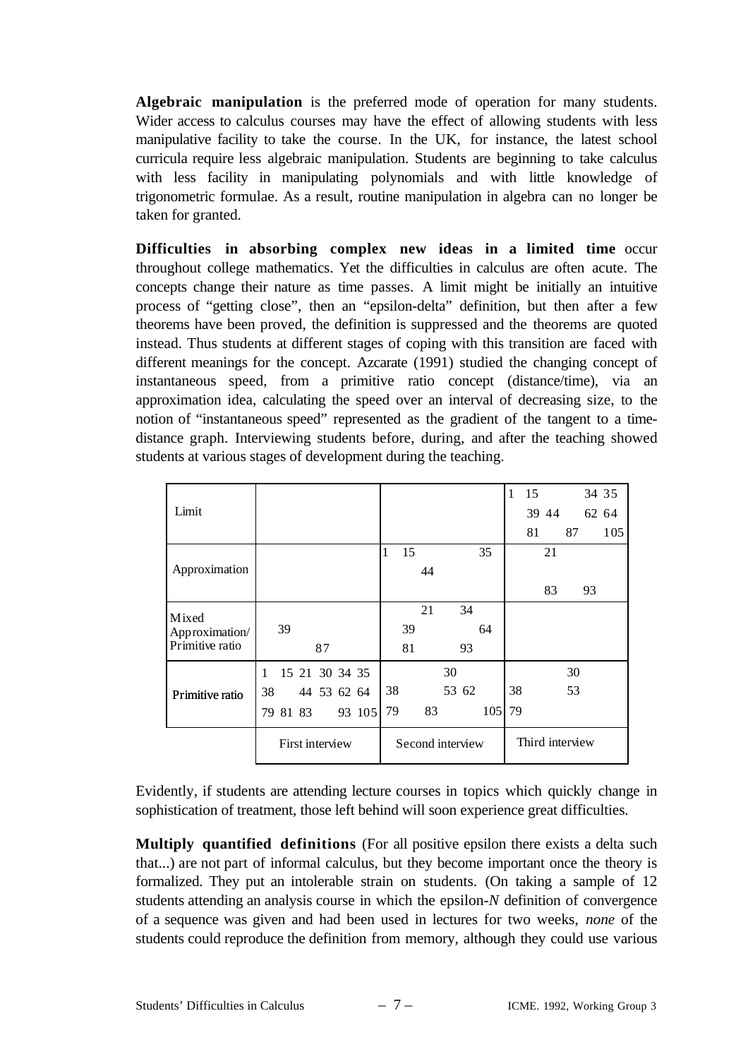**Algebraic manipulation** is the preferred mode of operation for many students. Wider access to calculus courses may have the effect of allowing students with less manipulative facility to take the course. In the UK, for instance, the latest school curricula require less algebraic manipulation. Students are beginning to take calculus with less facility in manipulating polynomials and with little knowledge of trigonometric formulae. As a result, routine manipulation in algebra can no longer be taken for granted.

**Difficulties in absorbing complex new ideas in a limited time** occur throughout college mathematics. Yet the difficulties in calculus are often acute. The concepts change their nature as time passes. A limit might be initially an intuitive process of "getting close", then an "epsilon-delta" definition, but then after a few theorems have been proved, the definition is suppressed and the theorems are quoted instead. Thus students at different stages of coping with this transition are faced with different meanings for the concept. Azcarate (1991) studied the changing concept of instantaneous speed, from a primitive ratio concept (distance/time), via an approximation idea, calculating the speed over an interval of decreasing size, to the notion of "instantaneous speed" represented as the gradient of the tangent to a time-distance graph. Interviewing students before, during, and after the teaching showed students at various stages of development during the teaching.

| | First interview | Second interview | Third interview |
|---|---|---|---|
| Limit | | | 1 15 34 35 39 44 62 64 81 87 105 |
| Approximation | | 1 15 35 44 | 21 83 93 |
| Mixed Approximation/ Primitive ratio | 39 87 | 21 34 39 64 81 93 | |
| Primitive ratio | 1 15 21 30 34 35 38 44 53 62 64 79 81 83 93 105 | 30 38 53 62 79 83 105 | 30 38 53 79 |

Evidently, if students are attending lecture courses in topics which quickly change in sophistication of treatment, those left behind will soon experience great difficulties.

**Multiply quantified definitions** (For all positive epsilon there exists a delta such that...) are not part of informal calculus, but they become important once the theory is formalized. They put an intolerable strain on students. (On taking a sample of 12 students attending an analysis course in which the epsilon-*N* definition of convergence of a sequence was given and had been used in lectures for two weeks, *none* of the students could reproduce the definition from memory, although they could use various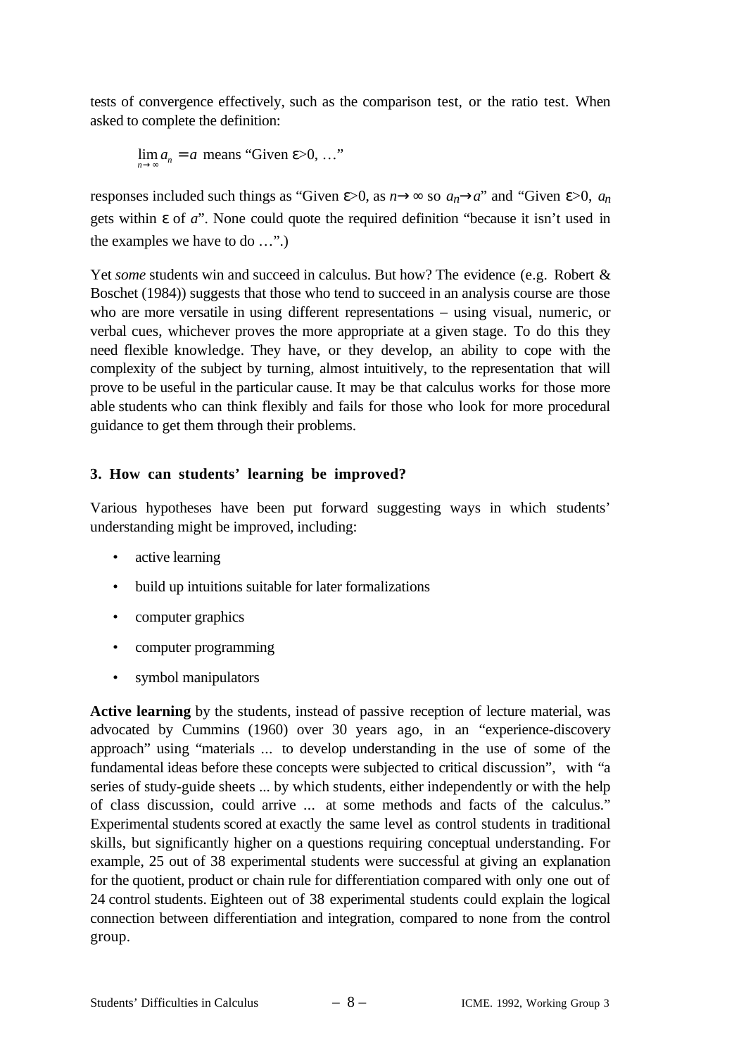tests of convergence effectively, such as the comparison test, or the ratio test. When asked to complete the definition:

$$\lim_{n \to \infty} a_n = a \text{ means "Given } \varepsilon > 0, \ldots\text{"}$$

responses included such things as "Given $\varepsilon$>0, as $n \to \infty$ so $a_n \to a$" and "Given $\varepsilon$>0, $a_n$ gets within $\varepsilon$ of $a$". None could quote the required definition "because it isn't used in the examples we have to do …".)

Yet *some* students win and succeed in calculus. But how? The evidence (e.g. Robert & Boschet (1984)) suggests that those who tend to succeed in an analysis course are those who are more versatile in using different representations – using visual, numeric, or verbal cues, whichever proves the more appropriate at a given stage. To do this they need flexible knowledge. They have, or they develop, an ability to cope with the complexity of the subject by turning, almost intuitively, to the representation that will prove to be useful in the particular cause. It may be that calculus works for those more able students who can think flexibly and fails for those who look for more procedural guidance to get them through their problems.

## 3. How can students' learning be improved?

Various hypotheses have been put forward suggesting ways in which students' understanding might be improved, including:

- active learning
- build up intuitions suitable for later formalizations
- computer graphics
- computer programming
- symbol manipulators

**Active learning** by the students, instead of passive reception of lecture material, was advocated by Cummins (1960) over 30 years ago, in an "experience-discovery approach" using "materials ... to develop understanding in the use of some of the fundamental ideas before these concepts were subjected to critical discussion", with "a series of study-guide sheets ... by which students, either independently or with the help of class discussion, could arrive ... at some methods and facts of the calculus." Experimental students scored at exactly the same level as control students in traditional skills, but significantly higher on a questions requiring conceptual understanding. For example, 25 out of 38 experimental students were successful at giving an explanation for the quotient, product or chain rule for differentiation compared with only one out of 24 control students. Eighteen out of 38 experimental students could explain the logical connection between differentiation and integration, compared to none from the control group.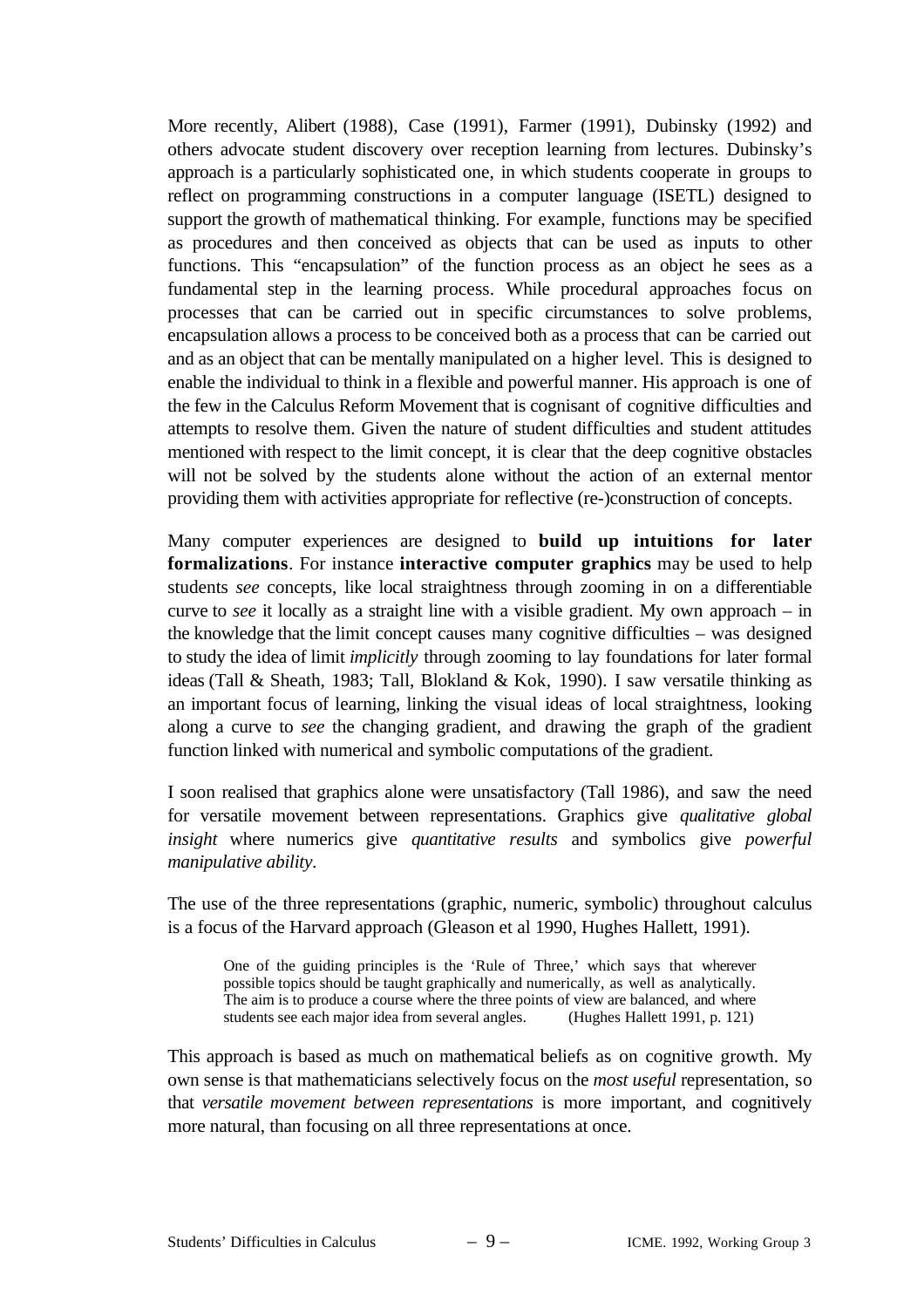More recently, Alibert (1988), Case (1991), Farmer (1991), Dubinsky (1992) and others advocate student discovery over reception learning from lectures. Dubinsky's approach is a particularly sophisticated one, in which students cooperate in groups to reflect on programming constructions in a computer language (ISETL) designed to support the growth of mathematical thinking. For example, functions may be specified as procedures and then conceived as objects that can be used as inputs to other functions. This "encapsulation" of the function process as an object he sees as a fundamental step in the learning process. While procedural approaches focus on processes that can be carried out in specific circumstances to solve problems, encapsulation allows a process to be conceived both as a process that can be carried out and as an object that can be mentally manipulated on a higher level. This is designed to enable the individual to think in a flexible and powerful manner. His approach is one of the few in the Calculus Reform Movement that is cognisant of cognitive difficulties and attempts to resolve them. Given the nature of student difficulties and student attitudes mentioned with respect to the limit concept, it is clear that the deep cognitive obstacles will not be solved by the students alone without the action of an external mentor providing them with activities appropriate for reflective (re-)construction of concepts.

Many computer experiences are designed to **build up intuitions for later formalizations**. For instance **interactive computer graphics** may be used to help students *see* concepts, like local straightness through zooming in on a differentiable curve to *see* it locally as a straight line with a visible gradient. My own approach – in the knowledge that the limit concept causes many cognitive difficulties – was designed to study the idea of limit *implicitly* through zooming to lay foundations for later formal ideas (Tall & Sheath, 1983; Tall, Blokland & Kok, 1990). I saw versatile thinking as an important focus of learning, linking the visual ideas of local straightness, looking along a curve to *see* the changing gradient, and drawing the graph of the gradient function linked with numerical and symbolic computations of the gradient.

I soon realised that graphics alone were unsatisfactory (Tall 1986), and saw the need for versatile movement between representations. Graphics give *qualitative global insight* where numerics give *quantitative results* and symbolics give *powerful manipulative ability*.

The use of the three representations (graphic, numeric, symbolic) throughout calculus is a focus of the Harvard approach (Gleason et al 1990, Hughes Hallett, 1991).

> One of the guiding principles is the 'Rule of Three,' which says that wherever possible topics should be taught graphically and numerically, as well as analytically. The aim is to produce a course where the three points of view are balanced, and where students see each major idea from several angles. (Hughes Hallett 1991, p. 121)

This approach is based as much on mathematical beliefs as on cognitive growth. My own sense is that mathematicians selectively focus on the *most useful* representation, so that *versatile movement between representations* is more important, and cognitively more natural, than focusing on all three representations at once.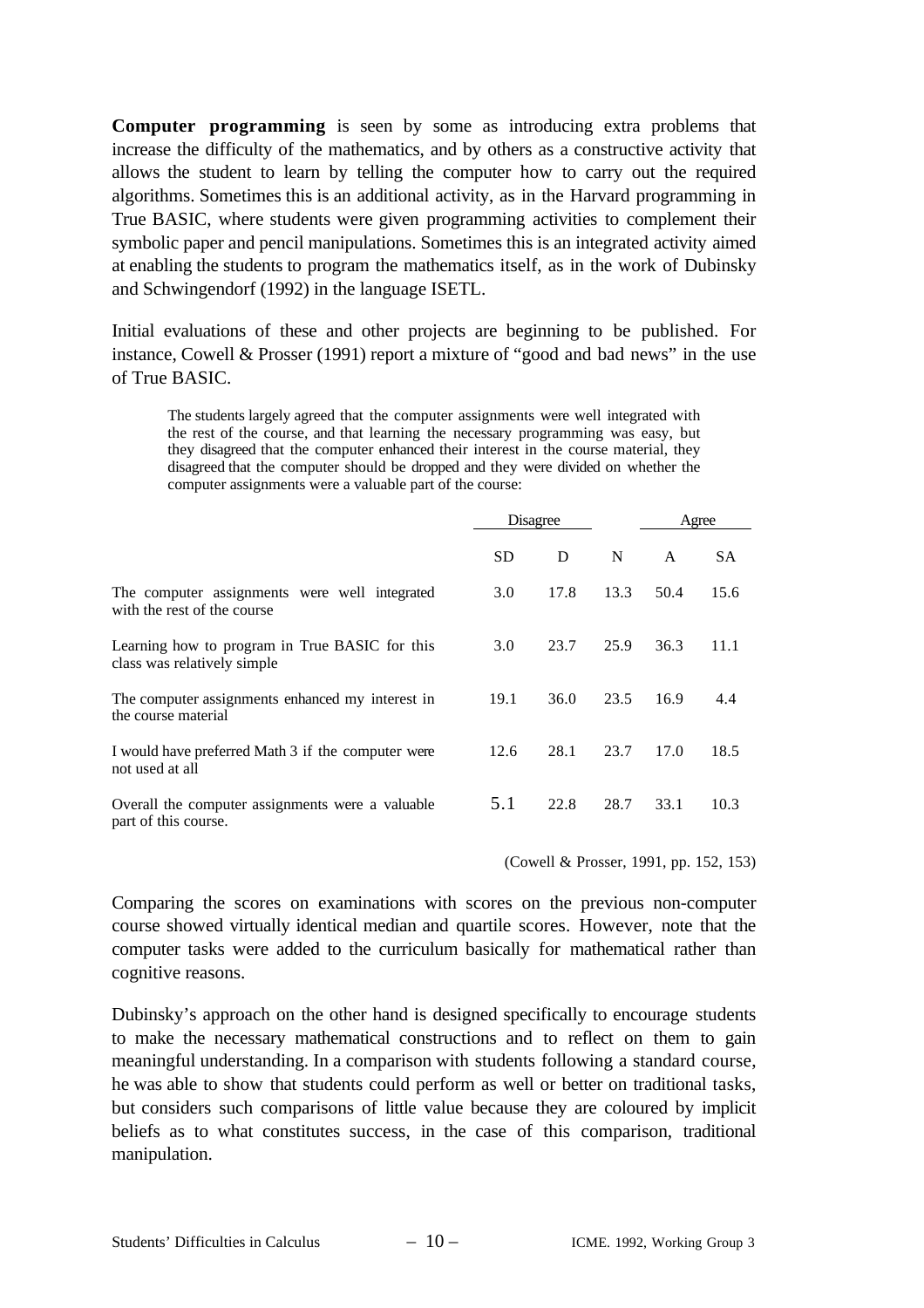**Computer programming** is seen by some as introducing extra problems that increase the difficulty of the mathematics, and by others as a constructive activity that allows the student to learn by telling the computer how to carry out the required algorithms. Sometimes this is an additional activity, as in the Harvard programming in True BASIC, where students were given programming activities to complement their symbolic paper and pencil manipulations. Sometimes this is an integrated activity aimed at enabling the students to program the mathematics itself, as in the work of Dubinsky and Schwingendorf (1992) in the language ISETL.

Initial evaluations of these and other projects are beginning to be published. For instance, Cowell & Prosser (1991) report a mixture of "good and bad news" in the use of True BASIC.

> The students largely agreed that the computer assignments were well integrated with the rest of the course, and that learning the necessary programming was easy, but they disagreed that the computer enhanced their interest in the course material, they disagreed that the computer should be dropped and they were divided on whether the computer assignments were a valuable part of the course:

| | Disagree | | | Agree | |
|---|---|---|---|---|---|
| | SD | D | N | A | SA |
| The computer assignments were well integrated with the rest of the course | 3.0 | 17.8 | 13.3 | 50.4 | 15.6 |
| Learning how to program in True BASIC for this class was relatively simple | 3.0 | 23.7 | 25.9 | 36.3 | 11.1 |
| The computer assignments enhanced my interest in the course material | 19.1 | 36.0 | 23.5 | 16.9 | 4.4 |
| I would have preferred Math 3 if the computer were not used at all | 12.6 | 28.1 | 23.7 | 17.0 | 18.5 |
| Overall the computer assignments were a valuable part of this course. | 5.1 | 22.8 | 28.7 | 33.1 | 10.3 |

(Cowell & Prosser, 1991, pp. 152, 153)

Comparing the scores on examinations with scores on the previous non-computer course showed virtually identical median and quartile scores. However, note that the computer tasks were added to the curriculum basically for mathematical rather than cognitive reasons.

Dubinsky's approach on the other hand is designed specifically to encourage students to make the necessary mathematical constructions and to reflect on them to gain meaningful understanding. In a comparison with students following a standard course, he was able to show that students could perform as well or better on traditional tasks, but considers such comparisons of little value because they are coloured by implicit beliefs as to what constitutes success, in the case of this comparison, traditional manipulation.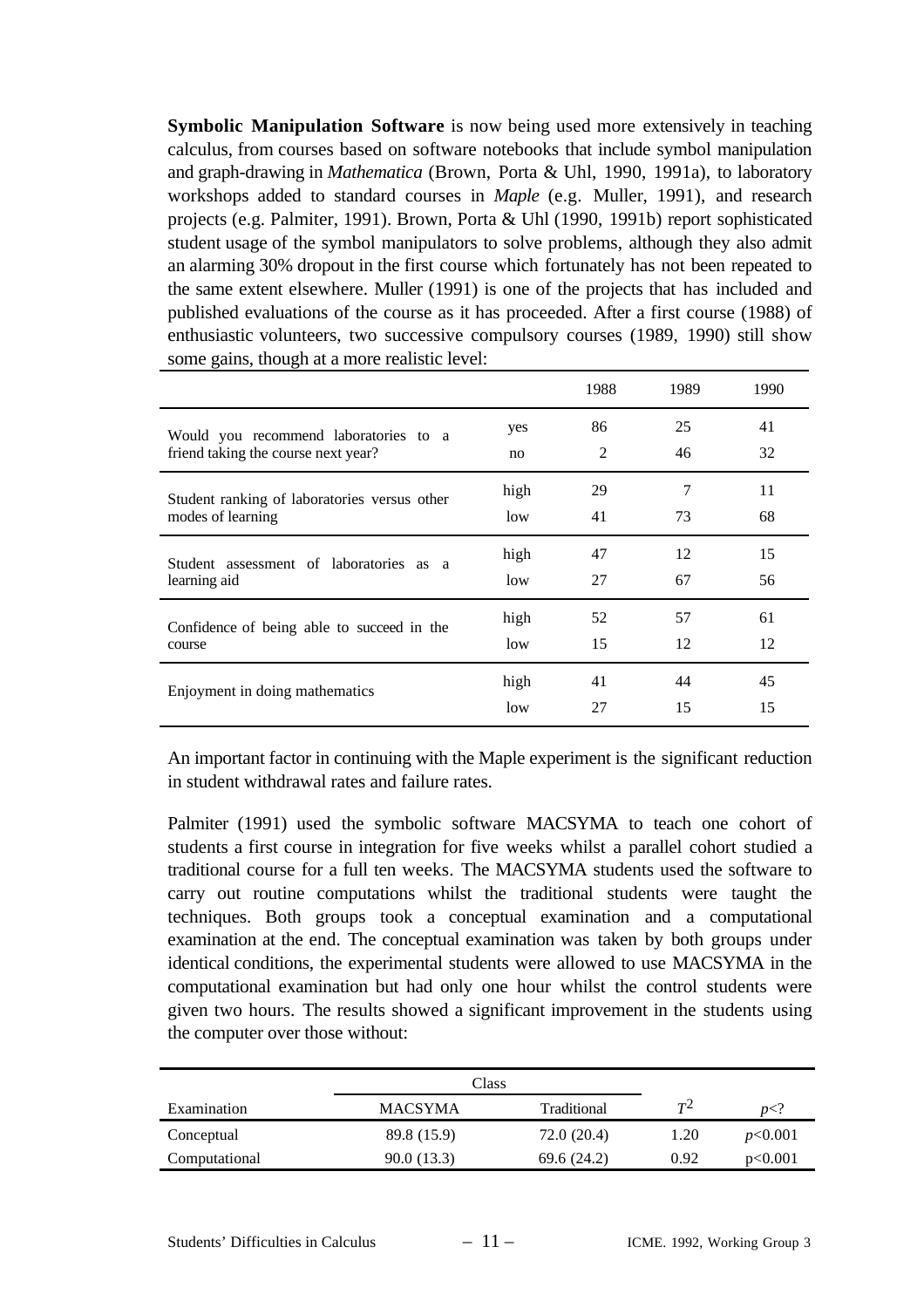**Symbolic Manipulation Software** is now being used more extensively in teaching calculus, from courses based on software notebooks that include symbol manipulation and graph-drawing in *Mathematica* (Brown, Porta & Uhl, 1990, 1991a), to laboratory workshops added to standard courses in *Maple* (e.g. Muller, 1991), and research projects (e.g. Palmiter, 1991). Brown, Porta & Uhl (1990, 1991b) report sophisticated student usage of the symbol manipulators to solve problems, although they also admit an alarming 30% dropout in the first course which fortunately has not been repeated to the same extent elsewhere. Muller (1991) is one of the projects that has included and published evaluations of the course as it has proceeded. After a first course (1988) of enthusiastic volunteers, two successive compulsory courses (1989, 1990) still show some gains, though at a more realistic level:

| | | 1988 | 1989 | 1990 |
|---|---|---|---|---|
| Would you recommend laboratories to a friend taking the course next year? | yes | 86 | 25 | 41 |
| | no | 2 | 46 | 32 |
| Student ranking of laboratories versus other modes of learning | high | 29 | 7 | 11 |
| | low | 41 | 73 | 68 |
| Student assessment of laboratories as a learning aid | high | 47 | 12 | 15 |
| | low | 27 | 67 | 56 |
| Confidence of being able to succeed in the course | high | 52 | 57 | 61 |
| | low | 15 | 12 | 12 |
| Enjoyment in doing mathematics | high | 41 | 44 | 45 |
| | low | 27 | 15 | 15 |

An important factor in continuing with the Maple experiment is the significant reduction in student withdrawal rates and failure rates.

Palmiter (1991) used the symbolic software MACSYMA to teach one cohort of students a first course in integration for five weeks whilst a parallel cohort studied a traditional course for a full ten weeks. The MACSYMA students used the software to carry out routine computations whilst the traditional students were taught the techniques. Both groups took a conceptual examination and a computational examination at the end. The conceptual examination was taken by both groups under identical conditions, the experimental students were allowed to use MACSYMA in the computational examination but had only one hour whilst the control students were given two hours. The results showed a significant improvement in the students using the computer over those without:

| | Class | | | |
|---|---|---|---|---|
| Examination | MACSYMA | Traditional | $T^2$ | $p<?$ |
| Conceptual | 89.8 (15.9) | 72.0 (20.4) | 1.20 | $p<0.001$ |
| Computational | 90.0 (13.3) | 69.6 (24.2) | 0.92 | $p<0.001$ |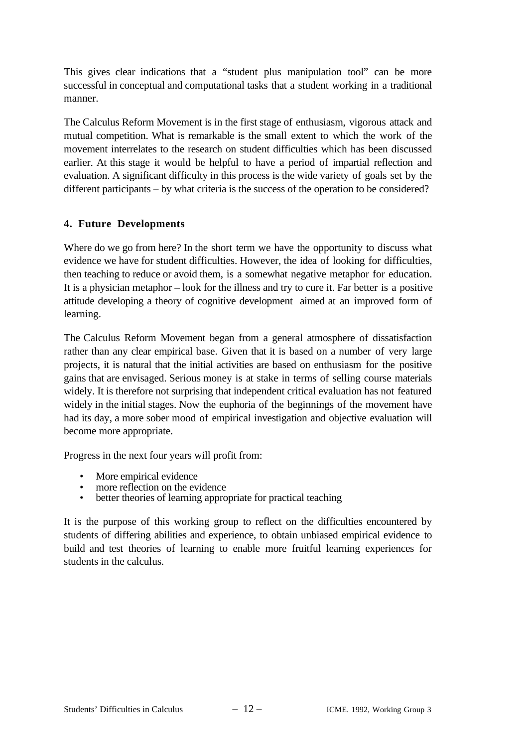This gives clear indications that a “student plus manipulation tool” can be more successful in conceptual and computational tasks that a student working in a traditional manner.

The Calculus Reform Movement is in the first stage of enthusiasm, vigorous attack and mutual competition. What is remarkable is the small extent to which the work of the movement interrelates to the research on student difficulties which has been discussed earlier. At this stage it would be helpful to have a period of impartial reflection and evaluation. A significant difficulty in this process is the wide variety of goals set by the different participants – by what criteria is the success of the operation to be considered?

## 4. Future Developments

Where do we go from here? In the short term we have the opportunity to discuss what evidence we have for student difficulties. However, the idea of looking for difficulties, then teaching to reduce or avoid them, is a somewhat negative metaphor for education. It is a physician metaphor – look for the illness and try to cure it. Far better is a positive attitude developing a theory of cognitive development aimed at an improved form of learning.

The Calculus Reform Movement began from a general atmosphere of dissatisfaction rather than any clear empirical base. Given that it is based on a number of very large projects, it is natural that the initial activities are based on enthusiasm for the positive gains that are envisaged. Serious money is at stake in terms of selling course materials widely. It is therefore not surprising that independent critical evaluation has not featured widely in the initial stages. Now the euphoria of the beginnings of the movement have had its day, a more sober mood of empirical investigation and objective evaluation will become more appropriate.

Progress in the next four years will profit from:

- More empirical evidence
- more reflection on the evidence
- better theories of learning appropriate for practical teaching

It is the purpose of this working group to reflect on the difficulties encountered by students of differing abilities and experience, to obtain unbiased empirical evidence to build and test theories of learning to enable more fruitful learning experiences for students in the calculus.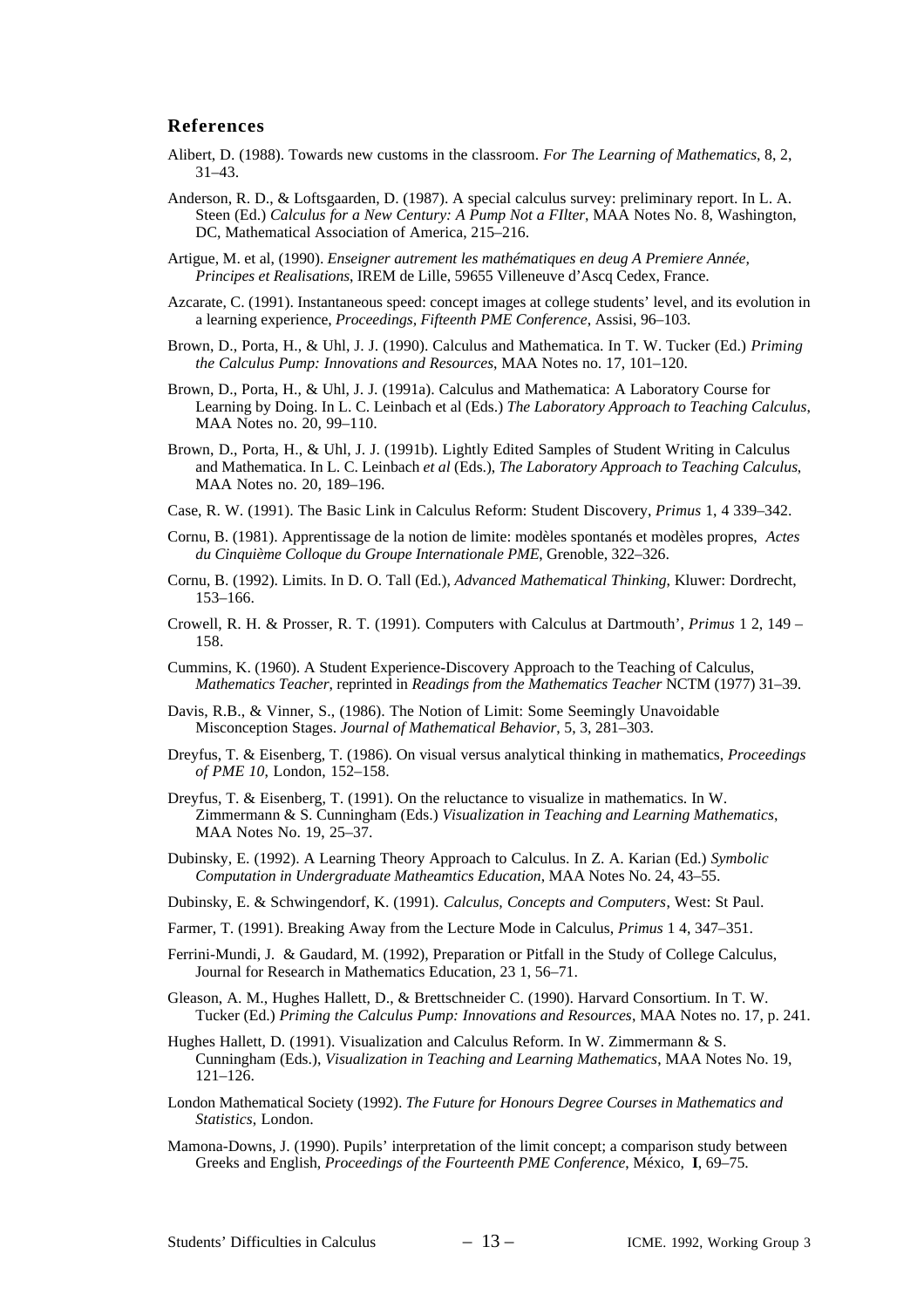## References

Alibert, D. (1988). Towards new customs in the classroom. *For The Learning of Mathematics*, 8, 2, 31–43.

Anderson, R. D., & Loftsgaarden, D. (1987). A special calculus survey: preliminary report. In L. A. Steen (Ed.) *Calculus for a New Century: A Pump Not a FIlter*, MAA Notes No. 8, Washington, DC, Mathematical Association of America, 215–216.

Artigue, M. et al, (1990). *Enseigner autrement les mathématiques en deug A Premiere Année, Principes et Realisations*, IREM de Lille, 59655 Villeneuve d'Ascq Cedex, France.

Azcarate, C. (1991). Instantaneous speed: concept images at college students' level, and its evolution in a learning experience, *Proceedings, Fifteenth PME Conference*, Assisi, 96–103.

Brown, D., Porta, H., & Uhl, J. J. (1990). Calculus and Mathematica. In T. W. Tucker (Ed.) *Priming the Calculus Pump: Innovations and Resources*, MAA Notes no. 17, 101–120.

Brown, D., Porta, H., & Uhl, J. J. (1991a). Calculus and Mathematica: A Laboratory Course for Learning by Doing. In L. C. Leinbach et al (Eds.) *The Laboratory Approach to Teaching Calculus*, MAA Notes no. 20, 99–110.

Brown, D., Porta, H., & Uhl, J. J. (1991b). Lightly Edited Samples of Student Writing in Calculus and Mathematica. In L. C. Leinbach *et al* (Eds.), *The Laboratory Approach to Teaching Calculus*, MAA Notes no. 20, 189–196.

Case, R. W. (1991). The Basic Link in Calculus Reform: Student Discovery, *Primus* 1, 4 339–342.

Cornu, B. (1981). Apprentissage de la notion de limite: modèles spontanés et modèles propres, *Actes du Cinquième Colloque du Groupe Internationale PME*, Grenoble, 322–326.

Cornu, B. (1992). Limits. In D. O. Tall (Ed.), *Advanced Mathematical Thinking*, Kluwer: Dordrecht, 153–166.

Crowell, R. H. & Prosser, R. T. (1991). Computers with Calculus at Dartmouth', *Primus* 1 2, 149 – 158.

Cummins, K. (1960). A Student Experience-Discovery Approach to the Teaching of Calculus, *Mathematics Teacher*, reprinted in *Readings from the Mathematics Teacher* NCTM (1977) 31–39.

Davis, R.B., & Vinner, S., (1986). The Notion of Limit: Some Seemingly Unavoidable Misconception Stages. *Journal of Mathematical Behavior*, 5, 3, 281–303.

Dreyfus, T. & Eisenberg, T. (1986). On visual versus analytical thinking in mathematics, *Proceedings of PME 10*, London, 152–158.

Dreyfus, T. & Eisenberg, T. (1991). On the reluctance to visualize in mathematics. In W. Zimmermann & S. Cunningham (Eds.) *Visualization in Teaching and Learning Mathematics*, MAA Notes No. 19, 25–37.

Dubinsky, E. (1992). A Learning Theory Approach to Calculus. In Z. A. Karian (Ed.) *Symbolic Computation in Undergraduate Matheamtics Education*, MAA Notes No. 24, 43–55.

Dubinsky, E. & Schwingendorf, K. (1991). *Calculus, Concepts and Computers*, West: St Paul.

Farmer, T. (1991). Breaking Away from the Lecture Mode in Calculus, *Primus* 1 4, 347–351.

Ferrini-Mundi, J. & Gaudard, M. (1992), Preparation or Pitfall in the Study of College Calculus, Journal for Research in Mathematics Education, 23 1, 56–71.

Gleason, A. M., Hughes Hallett, D., & Brettschneider C. (1990). Harvard Consortium. In T. W. Tucker (Ed.) *Priming the Calculus Pump: Innovations and Resources*, MAA Notes no. 17, p. 241.

Hughes Hallett, D. (1991). Visualization and Calculus Reform. In W. Zimmermann & S. Cunningham (Eds.), *Visualization in Teaching and Learning Mathematics*, MAA Notes No. 19, 121–126.

London Mathematical Society (1992). *The Future for Honours Degree Courses in Mathematics and Statistics*, London.

Mamona-Downs, J. (1990). Pupils' interpretation of the limit concept; a comparison study between Greeks and English, *Proceedings of the Fourteenth PME Conference*, México, **I**, 69–75.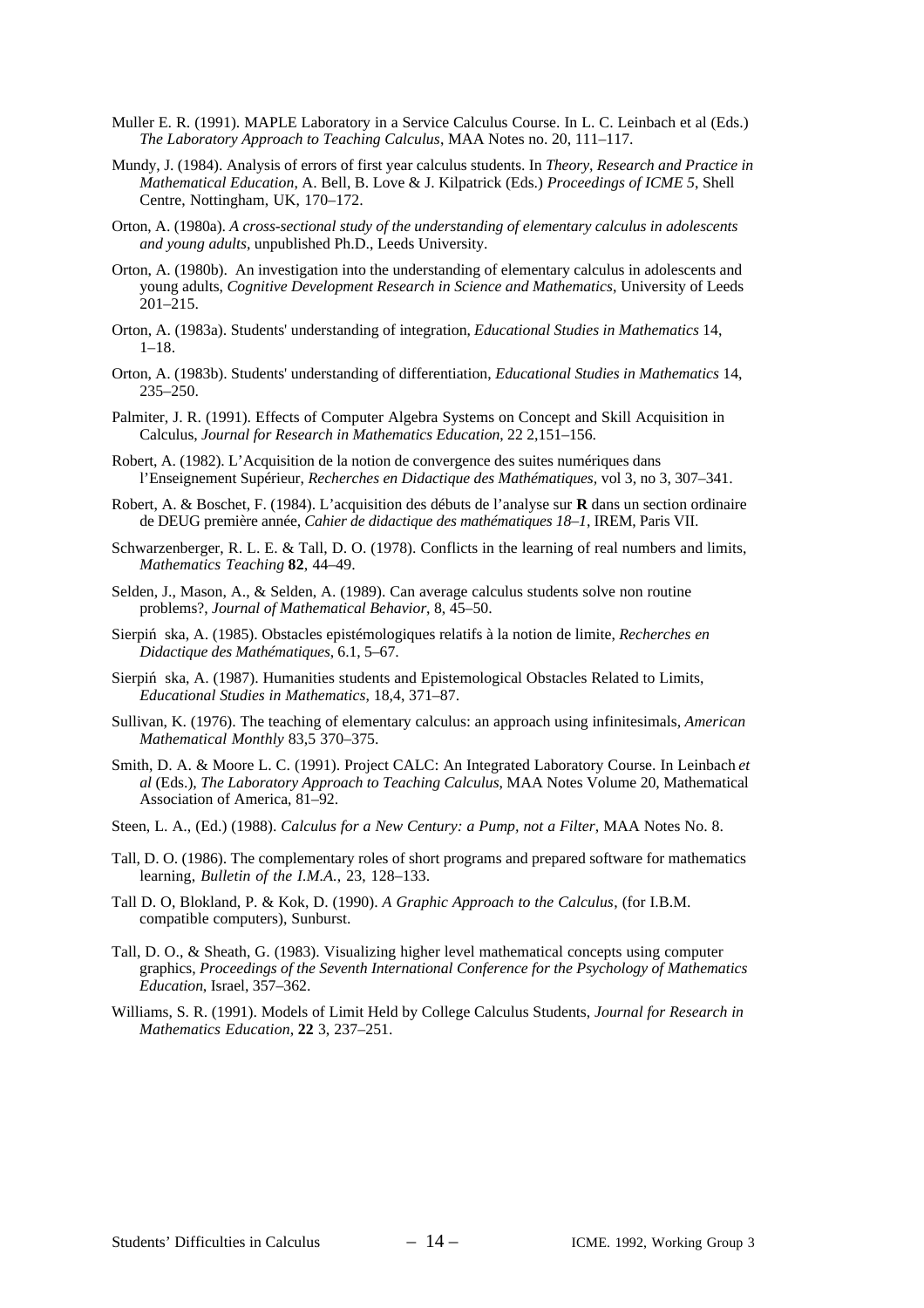Muller E. R. (1991). MAPLE Laboratory in a Service Calculus Course. In L. C. Leinbach et al (Eds.) *The Laboratory Approach to Teaching Calculus*, MAA Notes no. 20, 111–117.

Mundy, J. (1984). Analysis of errors of first year calculus students. In *Theory, Research and Practice in Mathematical Education*, A. Bell, B. Love & J. Kilpatrick (Eds.) *Proceedings of ICME 5*, Shell Centre, Nottingham, UK, 170–172.

Orton, A. (1980a). *A cross-sectional study of the understanding of elementary calculus in adolescents and young adults*, unpublished Ph.D., Leeds University.

Orton, A. (1980b). An investigation into the understanding of elementary calculus in adolescents and young adults, *Cognitive Development Research in Science and Mathematics*, University of Leeds 201–215.

Orton, A. (1983a). Students' understanding of integration, *Educational Studies in Mathematics* 14, 1–18.

Orton, A. (1983b). Students' understanding of differentiation, *Educational Studies in Mathematics* 14, 235–250.

Palmiter, J. R. (1991). Effects of Computer Algebra Systems on Concept and Skill Acquisition in Calculus, *Journal for Research in Mathematics Education*, 22 2,151–156.

Robert, A. (1982). L'Acquisition de la notion de convergence des suites numériques dans l'Enseignement Supérieur, *Recherches en Didactique des Mathématiques*, vol 3, no 3, 307–341.

Robert, A. & Boschet, F. (1984). L'acquisition des débuts de l'analyse sur **R** dans un section ordinaire de DEUG première année, *Cahier de didactique des mathématiques 18–1*, IREM, Paris VII.

Schwarzenberger, R. L. E. & Tall, D. O. (1978). Conflicts in the learning of real numbers and limits, *Mathematics Teaching* **82**, 44–49.

Selden, J., Mason, A., & Selden, A. (1989). Can average calculus students solve non routine problems?, *Journal of Mathematical Behavior*, 8, 45–50.

Sierpińska, A. (1985). Obstacles epistémologiques relatifs à la notion de limite, *Recherches en Didactique des Mathématiques*, 6.1, 5–67.

Sierpińska, A. (1987). Humanities students and Epistemological Obstacles Related to Limits, *Educational Studies in Mathematics*, 18,4, 371–87.

Sullivan, K. (1976). The teaching of elementary calculus: an approach using infinitesimals, *American Mathematical Monthly* 83,5 370–375.

Smith, D. A. & Moore L. C. (1991). Project CALC: An Integrated Laboratory Course. In Leinbach *et al* (Eds.), *The Laboratory Approach to Teaching Calculus*, MAA Notes Volume 20, Mathematical Association of America, 81–92.

Steen, L. A., (Ed.) (1988). *Calculus for a New Century: a Pump, not a Filter*, MAA Notes No. 8.

Tall, D. O. (1986). The complementary roles of short programs and prepared software for mathematics learning, *Bulletin of the I.M.A.*, 23, 128–133.

Tall D. O, Blokland, P. & Kok, D. (1990). *A Graphic Approach to the Calculus*, (for I.B.M. compatible computers), Sunburst.

Tall, D. O., & Sheath, G. (1983). Visualizing higher level mathematical concepts using computer graphics, *Proceedings of the Seventh International Conference for the Psychology of Mathematics Education*, Israel, 357–362.

Williams, S. R. (1991). Models of Limit Held by College Calculus Students, *Journal for Research in Mathematics Education*, **22** 3, 237–251.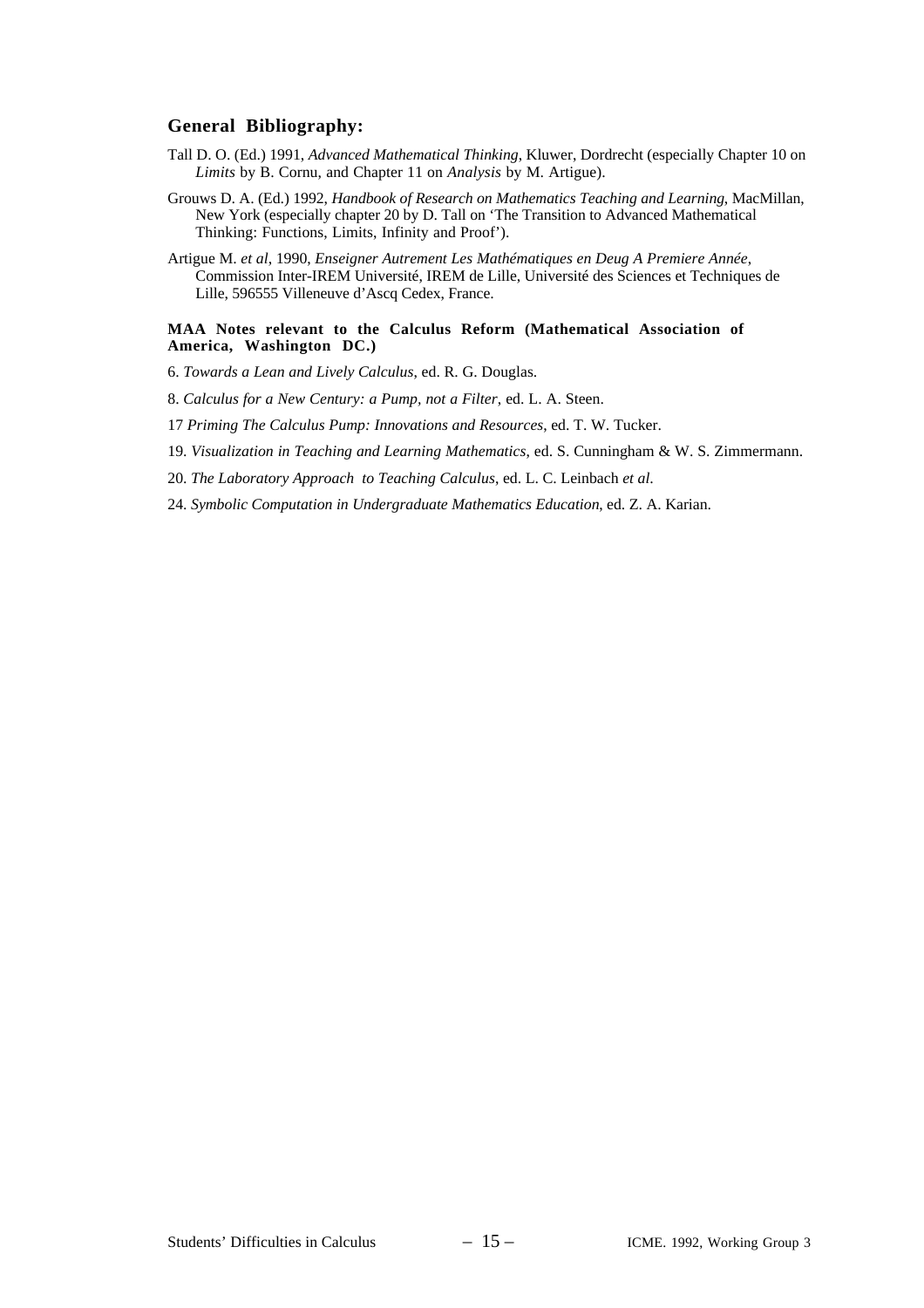## General Bibliography:

Tall D. O. (Ed.) 1991, *Advanced Mathematical Thinking*, Kluwer, Dordrecht (especially Chapter 10 on *Limits* by B. Cornu, and Chapter 11 on *Analysis* by M. Artigue).

Grouws D. A. (Ed.) 1992, *Handbook of Research on Mathematics Teaching and Learning*, MacMillan, New York (especially chapter 20 by D. Tall on 'The Transition to Advanced Mathematical Thinking: Functions, Limits, Infinity and Proof').

Artigue M. *et al*, 1990, *Enseigner Autrement Les Mathématiques en Deug A Premiere Année*, Commission Inter-IREM Université, IREM de Lille, Université des Sciences et Techniques de Lille, 596555 Villeneuve d'Ascq Cedex, France.

**MAA Notes relevant to the Calculus Reform (Mathematical Association of America, Washington DC.)**

6. *Towards a Lean and Lively Calculus*, ed. R. G. Douglas.

8. *Calculus for a New Century: a Pump, not a Filter*, ed. L. A. Steen.

17 *Priming The Calculus Pump: Innovations and Resources*, ed. T. W. Tucker.

19. *Visualization in Teaching and Learning Mathematics*, ed. S. Cunningham & W. S. Zimmermann.

20. *The Laboratory Approach to Teaching Calculus*, ed. L. C. Leinbach *et al*.

24. *Symbolic Computation in Undergraduate Mathematics Education*, ed. Z. A. Karian.